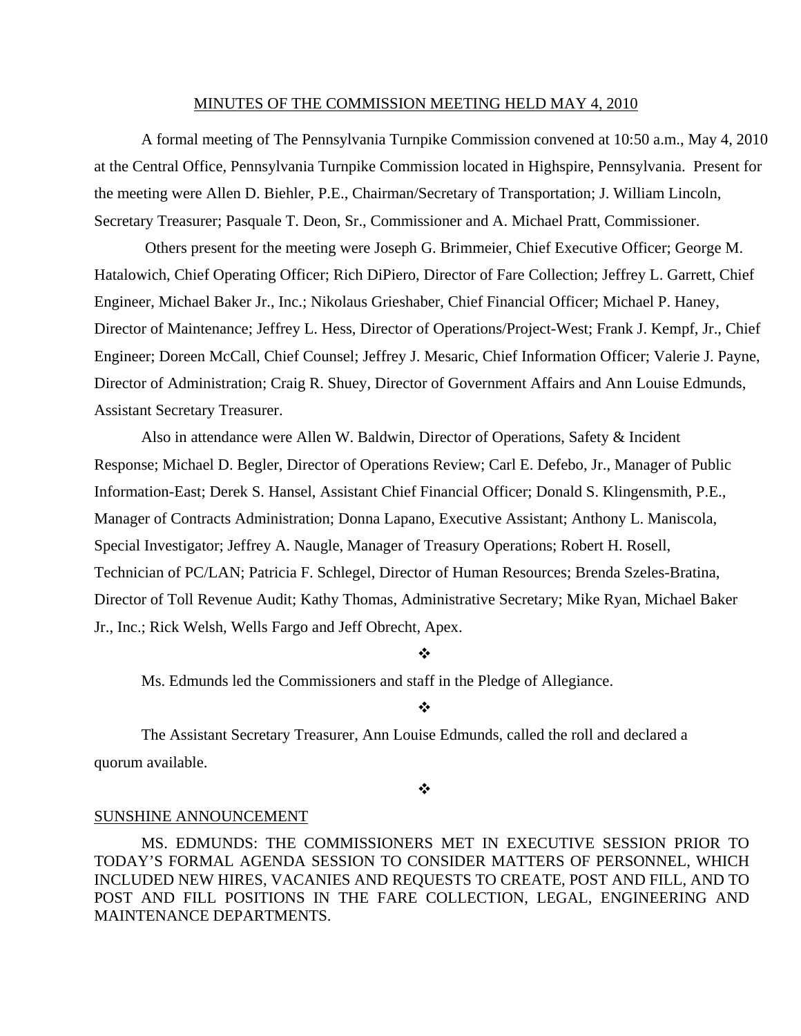# MINUTES OF THE COMMISSION MEETING HELD MAY 4, 2010

A formal meeting of The Pennsylvania Turnpike Commission convened at 10:50 a.m., May 4, 2010 at the Central Office, Pennsylvania Turnpike Commission located in Highspire, Pennsylvania. Present for the meeting were Allen D. Biehler, P.E., Chairman/Secretary of Transportation; J. William Lincoln, Secretary Treasurer; Pasquale T. Deon, Sr., Commissioner and A. Michael Pratt, Commissioner.

Others present for the meeting were Joseph G. Brimmeier, Chief Executive Officer; George M. Hatalowich, Chief Operating Officer; Rich DiPiero, Director of Fare Collection; Jeffrey L. Garrett, Chief Engineer, Michael Baker Jr., Inc.; Nikolaus Grieshaber, Chief Financial Officer; Michael P. Haney, Director of Maintenance; Jeffrey L. Hess, Director of Operations/Project-West; Frank J. Kempf, Jr., Chief Engineer; Doreen McCall, Chief Counsel; Jeffrey J. Mesaric, Chief Information Officer; Valerie J. Payne, Director of Administration; Craig R. Shuey, Director of Government Affairs and Ann Louise Edmunds, Assistant Secretary Treasurer.

Also in attendance were Allen W. Baldwin, Director of Operations, Safety & Incident Response; Michael D. Begler, Director of Operations Review; Carl E. Defebo, Jr., Manager of Public Information-East; Derek S. Hansel, Assistant Chief Financial Officer; Donald S. Klingensmith, P.E., Manager of Contracts Administration; Donna Lapano, Executive Assistant; Anthony L. Maniscola, Special Investigator; Jeffrey A. Naugle, Manager of Treasury Operations; Robert H. Rosell, Technician of PC/LAN; Patricia F. Schlegel, Director of Human Resources; Brenda Szeles-Bratina, Director of Toll Revenue Audit; Kathy Thomas, Administrative Secretary; Mike Ryan, Michael Baker Jr., Inc.; Rick Welsh, Wells Fargo and Jeff Obrecht, Apex.

❖

Ms. Edmunds led the Commissioners and staff in the Pledge of Allegiance.

❖

The Assistant Secretary Treasurer, Ann Louise Edmunds, called the roll and declared a quorum available.

❖

## SUNSHINE ANNOUNCEMENT

MS. EDMUNDS: THE COMMISSIONERS MET IN EXECUTIVE SESSION PRIOR TO TODAY'S FORMAL AGENDA SESSION TO CONSIDER MATTERS OF PERSONNEL, WHICH INCLUDED NEW HIRES, VACANIES AND REQUESTS TO CREATE, POST AND FILL, AND TO POST AND FILL POSITIONS IN THE FARE COLLECTION, LEGAL, ENGINEERING AND MAINTENANCE DEPARTMENTS.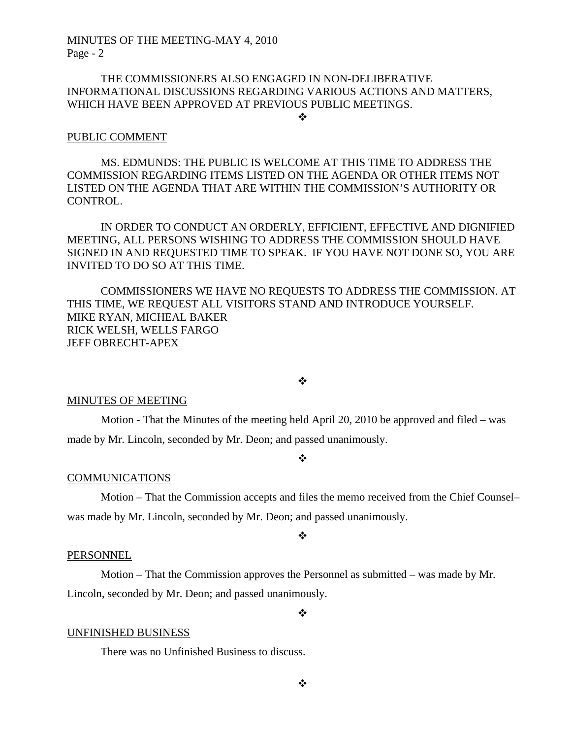THE COMMISSIONERS ALSO ENGAGED IN NON-DELIBERATIVE INFORMATIONAL DISCUSSIONS REGARDING VARIOUS ACTIONS AND MATTERS, WHICH HAVE BEEN APPROVED AT PREVIOUS PUBLIC MEETINGS.

❖

PUBLIC COMMENT

MS. EDMUNDS: THE PUBLIC IS WELCOME AT THIS TIME TO ADDRESS THE COMMISSION REGARDING ITEMS LISTED ON THE AGENDA OR OTHER ITEMS NOT LISTED ON THE AGENDA THAT ARE WITHIN THE COMMISSION'S AUTHORITY OR CONTROL.

IN ORDER TO CONDUCT AN ORDERLY, EFFICIENT, EFFECTIVE AND DIGNIFIED MEETING, ALL PERSONS WISHING TO ADDRESS THE COMMISSION SHOULD HAVE SIGNED IN AND REQUESTED TIME TO SPEAK. IF YOU HAVE NOT DONE SO, YOU ARE INVITED TO DO SO AT THIS TIME.

COMMISSIONERS WE HAVE NO REQUESTS TO ADDRESS THE COMMISSION. AT THIS TIME, WE REQUEST ALL VISITORS STAND AND INTRODUCE YOURSELF.
MIKE RYAN, MICHEAL BAKER
RICK WELSH, WELLS FARGO
JEFF OBRECHT-APEX

❖

MINUTES OF MEETING

Motion - That the Minutes of the meeting held April 20, 2010 be approved and filed – was made by Mr. Lincoln, seconded by Mr. Deon; and passed unanimously.

❖

COMMUNICATIONS

Motion – That the Commission accepts and files the memo received from the Chief Counsel– was made by Mr. Lincoln, seconded by Mr. Deon; and passed unanimously.

❖

PERSONNEL

Motion – That the Commission approves the Personnel as submitted – was made by Mr. Lincoln, seconded by Mr. Deon; and passed unanimously.

❖

UNFINISHED BUSINESS

There was no Unfinished Business to discuss.

❖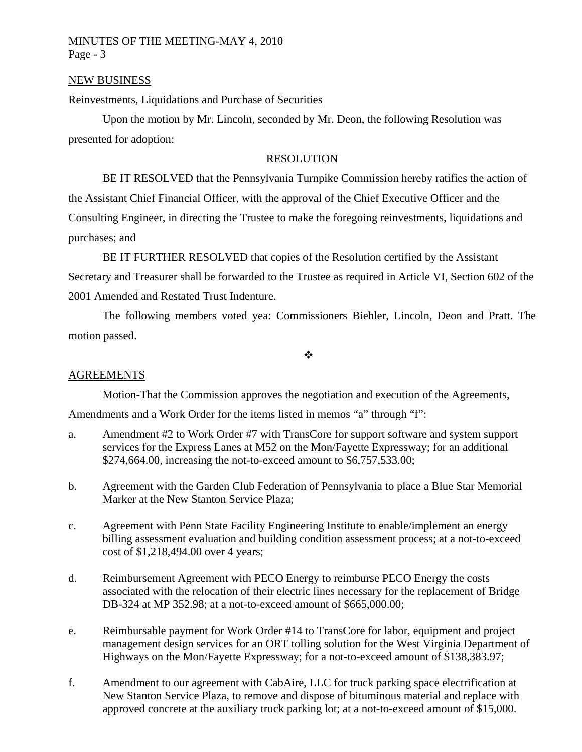## NEW BUSINESS

### Reinvestments, Liquidations and Purchase of Securities

Upon the motion by Mr. Lincoln, seconded by Mr. Deon, the following Resolution was presented for adoption:

RESOLUTION

BE IT RESOLVED that the Pennsylvania Turnpike Commission hereby ratifies the action of the Assistant Chief Financial Officer, with the approval of the Chief Executive Officer and the Consulting Engineer, in directing the Trustee to make the foregoing reinvestments, liquidations and purchases; and

BE IT FURTHER RESOLVED that copies of the Resolution certified by the Assistant Secretary and Treasurer shall be forwarded to the Trustee as required in Article VI, Section 602 of the 2001 Amended and Restated Trust Indenture.

The following members voted yea: Commissioners Biehler, Lincoln, Deon and Pratt. The motion passed.

❖

## AGREEMENTS

Motion-That the Commission approves the negotiation and execution of the Agreements, Amendments and a Work Order for the items listed in memos "a" through "f":

a. Amendment #2 to Work Order #7 with TransCore for support software and system support services for the Express Lanes at M52 on the Mon/Fayette Expressway; for an additional $274,664.00, increasing the not-to-exceed amount to $6,757,533.00;

b. Agreement with the Garden Club Federation of Pennsylvania to place a Blue Star Memorial Marker at the New Stanton Service Plaza;

c. Agreement with Penn State Facility Engineering Institute to enable/implement an energy billing assessment evaluation and building condition assessment process; at a not-to-exceed cost of $1,218,494.00 over 4 years;

d. Reimbursement Agreement with PECO Energy to reimburse PECO Energy the costs associated with the relocation of their electric lines necessary for the replacement of Bridge DB-324 at MP 352.98; at a not-to-exceed amount of $665,000.00;

e. Reimbursable payment for Work Order #14 to TransCore for labor, equipment and project management design services for an ORT tolling solution for the West Virginia Department of Highways on the Mon/Fayette Expressway; for a not-to-exceed amount of $138,383.97;

f. Amendment to our agreement with CabAire, LLC for truck parking space electrification at New Stanton Service Plaza, to remove and dispose of bituminous material and replace with approved concrete at the auxiliary truck parking lot; at a not-to-exceed amount of $15,000.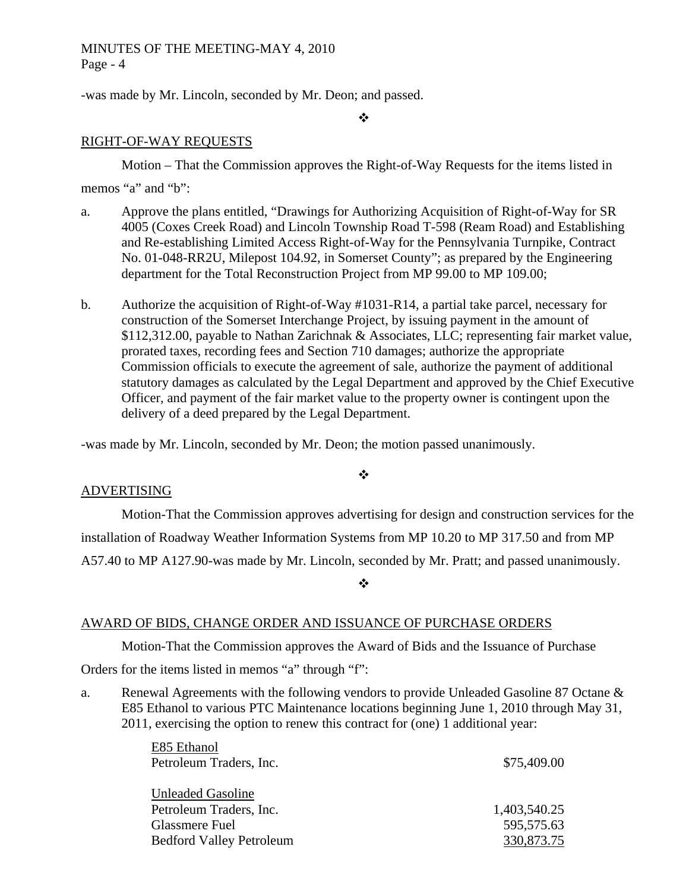-was made by Mr. Lincoln, seconded by Mr. Deon; and passed.

❖

RIGHT-OF-WAY REQUESTS

Motion – That the Commission approves the Right-of-Way Requests for the items listed in memos "a" and "b":

a. Approve the plans entitled, "Drawings for Authorizing Acquisition of Right-of-Way for SR 4005 (Coxes Creek Road) and Lincoln Township Road T-598 (Ream Road) and Establishing and Re-establishing Limited Access Right-of-Way for the Pennsylvania Turnpike, Contract No. 01-048-RR2U, Milepost 104.92, in Somerset County"; as prepared by the Engineering department for the Total Reconstruction Project from MP 99.00 to MP 109.00;

b. Authorize the acquisition of Right-of-Way #1031-R14, a partial take parcel, necessary for construction of the Somerset Interchange Project, by issuing payment in the amount of $112,312.00, payable to Nathan Zarichnak & Associates, LLC; representing fair market value, prorated taxes, recording fees and Section 710 damages; authorize the appropriate Commission officials to execute the agreement of sale, authorize the payment of additional statutory damages as calculated by the Legal Department and approved by the Chief Executive Officer, and payment of the fair market value to the property owner is contingent upon the delivery of a deed prepared by the Legal Department.

-was made by Mr. Lincoln, seconded by Mr. Deon; the motion passed unanimously.

❖

ADVERTISING

Motion-That the Commission approves advertising for design and construction services for the installation of Roadway Weather Information Systems from MP 10.20 to MP 317.50 and from MP A57.40 to MP A127.90-was made by Mr. Lincoln, seconded by Mr. Pratt; and passed unanimously.

❖

AWARD OF BIDS, CHANGE ORDER AND ISSUANCE OF PURCHASE ORDERS

Motion-That the Commission approves the Award of Bids and the Issuance of Purchase Orders for the items listed in memos "a" through "f":

a. Renewal Agreements with the following vendors to provide Unleaded Gasoline 87 Octane & E85 Ethanol to various PTC Maintenance locations beginning June 1, 2010 through May 31, 2011, exercising the option to renew this contract for (one) 1 additional year:

| | |
|---|---|
| E85 Ethanol | |
| Petroleum Traders, Inc. | $75,409.00 |
| | |
| Unleaded Gasoline | |
| Petroleum Traders, Inc. | 1,403,540.25 |
| Glassmere Fuel | 595,575.63 |
| Bedford Valley Petroleum | 330,873.75 |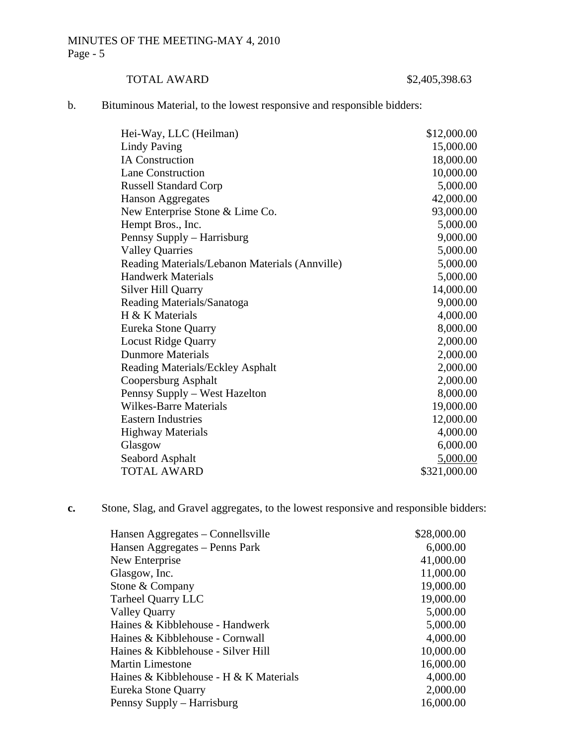| TOTAL AWARD | $2,405,398.63 |
|---|---|

b. Bituminous Material, to the lowest responsive and responsible bidders:

| Bidder | Amount |
|---|---|
| Hei-Way, LLC (Heilman) | $12,000.00 |
| Lindy Paving | 15,000.00 |
| IA Construction | 18,000.00 |
| Lane Construction | 10,000.00 |
| Russell Standard Corp | 5,000.00 |
| Hanson Aggregates | 42,000.00 |
| New Enterprise Stone & Lime Co. | 93,000.00 |
| Hempt Bros., Inc. | 5,000.00 |
| Pennsy Supply – Harrisburg | 9,000.00 |
| Valley Quarries | 5,000.00 |
| Reading Materials/Lebanon Materials (Annville) | 5,000.00 |
| Handwerk Materials | 5,000.00 |
| Silver Hill Quarry | 14,000.00 |
| Reading Materials/Sanatoga | 9,000.00 |
| H & K Materials | 4,000.00 |
| Eureka Stone Quarry | 8,000.00 |
| Locust Ridge Quarry | 2,000.00 |
| Dunmore Materials | 2,000.00 |
| Reading Materials/Eckley Asphalt | 2,000.00 |
| Coopersburg Asphalt | 2,000.00 |
| Pennsy Supply – West Hazelton | 8,000.00 |
| Wilkes-Barre Materials | 19,000.00 |
| Eastern Industries | 12,000.00 |
| Highway Materials | 4,000.00 |
| Glasgow | 6,000.00 |
| Seabord Asphalt | 5,000.00 |
| TOTAL AWARD | $321,000.00 |

**c.** Stone, Slag, and Gravel aggregates, to the lowest responsive and responsible bidders:

| Bidder | Amount |
|---|---|
| Hansen Aggregates – Connellsville | $28,000.00 |
| Hansen Aggregates – Penns Park | 6,000.00 |
| New Enterprise | 41,000.00 |
| Glasgow, Inc. | 11,000.00 |
| Stone & Company | 19,000.00 |
| Tarheel Quarry LLC | 19,000.00 |
| Valley Quarry | 5,000.00 |
| Haines & Kibblehouse - Handwerk | 5,000.00 |
| Haines & Kibblehouse - Cornwall | 4,000.00 |
| Haines & Kibblehouse - Silver Hill | 10,000.00 |
| Martin Limestone | 16,000.00 |
| Haines & Kibblehouse - H & K Materials | 4,000.00 |
| Eureka Stone Quarry | 2,000.00 |
| Pennsy Supply – Harrisburg | 16,000.00 |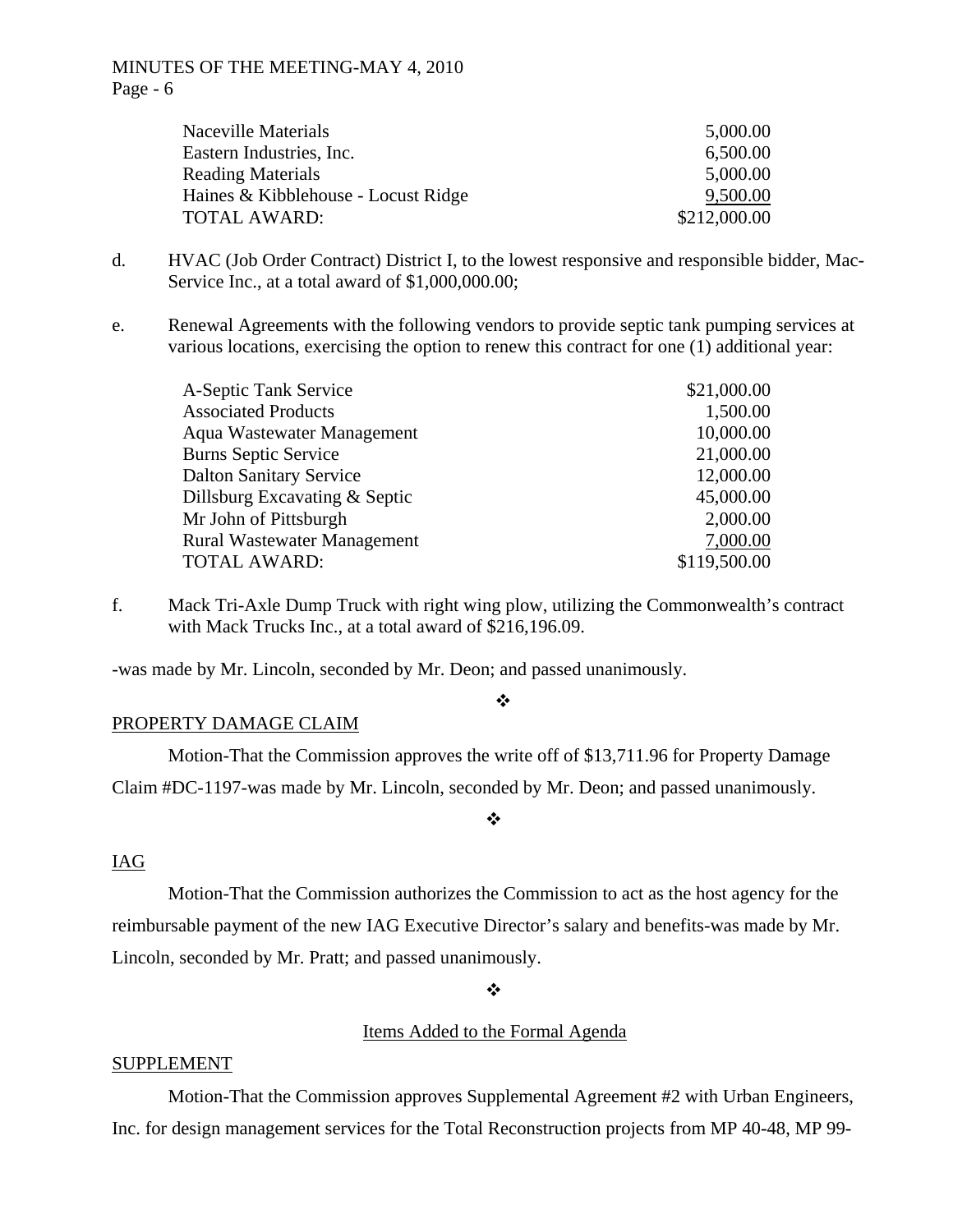| | |
|---|---|
| Naceville Materials | 5,000.00 |
| Eastern Industries, Inc. | 6,500.00 |
| Reading Materials | 5,000.00 |
| Haines & Kibblehouse - Locust Ridge | 9,500.00 |
| TOTAL AWARD: | $212,000.00 |

d. HVAC (Job Order Contract) District I, to the lowest responsive and responsible bidder, Mac-Service Inc., at a total award of $1,000,000.00;

e. Renewal Agreements with the following vendors to provide septic tank pumping services at various locations, exercising the option to renew this contract for one (1) additional year:

| | |
|---|---|
| A-Septic Tank Service | $21,000.00 |
| Associated Products | 1,500.00 |
| Aqua Wastewater Management | 10,000.00 |
| Burns Septic Service | 21,000.00 |
| Dalton Sanitary Service | 12,000.00 |
| Dillsburg Excavating & Septic | 45,000.00 |
| Mr John of Pittsburgh | 2,000.00 |
| Rural Wastewater Management | 7,000.00 |
| TOTAL AWARD: | $119,500.00 |

f. Mack Tri-Axle Dump Truck with right wing plow, utilizing the Commonwealth's contract with Mack Trucks Inc., at a total award of $216,196.09.

-was made by Mr. Lincoln, seconded by Mr. Deon; and passed unanimously.

❖

PROPERTY DAMAGE CLAIM

Motion-That the Commission approves the write off of $13,711.96 for Property Damage Claim #DC-1197-was made by Mr. Lincoln, seconded by Mr. Deon; and passed unanimously.

❖

IAG

Motion-That the Commission authorizes the Commission to act as the host agency for the reimbursable payment of the new IAG Executive Director's salary and benefits-was made by Mr. Lincoln, seconded by Mr. Pratt; and passed unanimously.

❖

Items Added to the Formal Agenda

SUPPLEMENT

Motion-That the Commission approves Supplemental Agreement #2 with Urban Engineers, Inc. for design management services for the Total Reconstruction projects from MP 40-48, MP 99-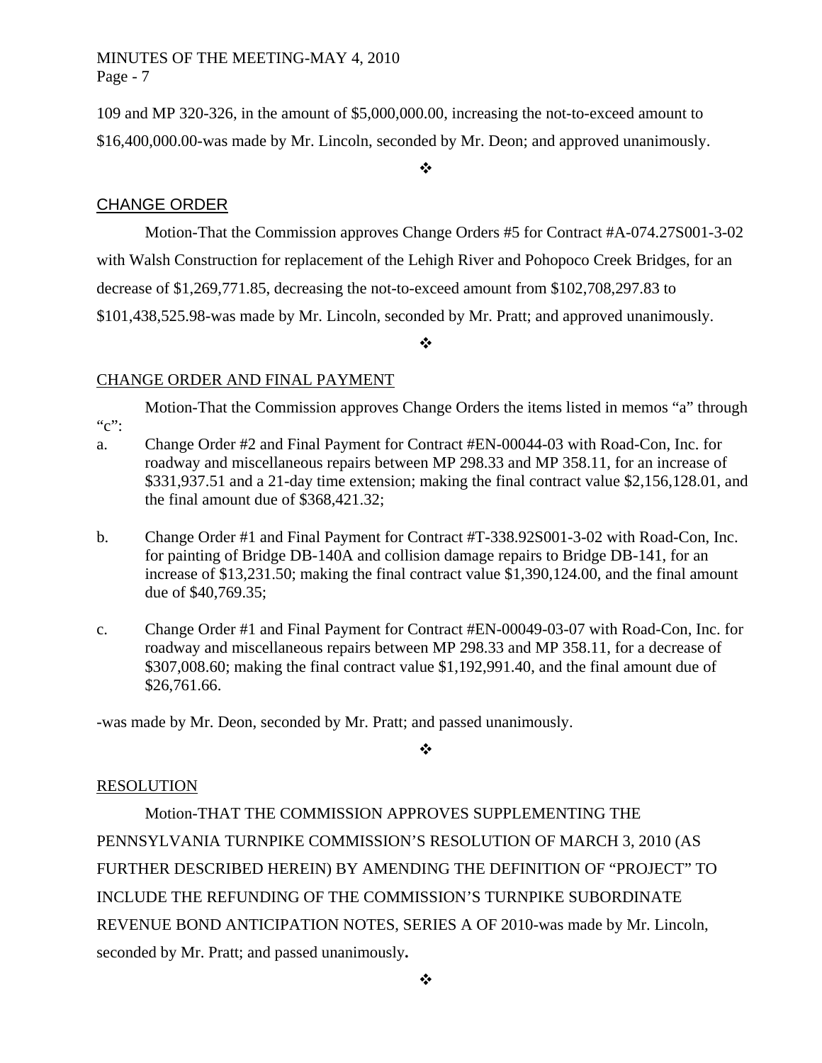109 and MP 320-326, in the amount of $5,000,000.00, increasing the not-to-exceed amount to $16,400,000.00-was made by Mr. Lincoln, seconded by Mr. Deon; and approved unanimously.

❖

## CHANGE ORDER

Motion-That the Commission approves Change Orders #5 for Contract #A-074.27S001-3-02 with Walsh Construction for replacement of the Lehigh River and Pohopoco Creek Bridges, for an decrease of $1,269,771.85, decreasing the not-to-exceed amount from $102,708,297.83 to $101,438,525.98-was made by Mr. Lincoln, seconded by Mr. Pratt; and approved unanimously.

❖

## CHANGE ORDER AND FINAL PAYMENT

Motion-That the Commission approves Change Orders the items listed in memos "a" through "c":

a. Change Order #2 and Final Payment for Contract #EN-00044-03 with Road-Con, Inc. for roadway and miscellaneous repairs between MP 298.33 and MP 358.11, for an increase of $331,937.51 and a 21-day time extension; making the final contract value $2,156,128.01, and the final amount due of $368,421.32;

b. Change Order #1 and Final Payment for Contract #T-338.92S001-3-02 with Road-Con, Inc. for painting of Bridge DB-140A and collision damage repairs to Bridge DB-141, for an increase of $13,231.50; making the final contract value $1,390,124.00, and the final amount due of $40,769.35;

c. Change Order #1 and Final Payment for Contract #EN-00049-03-07 with Road-Con, Inc. for roadway and miscellaneous repairs between MP 298.33 and MP 358.11, for a decrease of $307,008.60; making the final contract value $1,192,991.40, and the final amount due of $26,761.66.

-was made by Mr. Deon, seconded by Mr. Pratt; and passed unanimously.

❖

## RESOLUTION

Motion-THAT THE COMMISSION APPROVES SUPPLEMENTING THE PENNSYLVANIA TURNPIKE COMMISSION'S RESOLUTION OF MARCH 3, 2010 (AS FURTHER DESCRIBED HEREIN) BY AMENDING THE DEFINITION OF "PROJECT" TO INCLUDE THE REFUNDING OF THE COMMISSION'S TURNPIKE SUBORDINATE REVENUE BOND ANTICIPATION NOTES, SERIES A OF 2010-was made by Mr. Lincoln, seconded by Mr. Pratt; and passed unanimously.

❖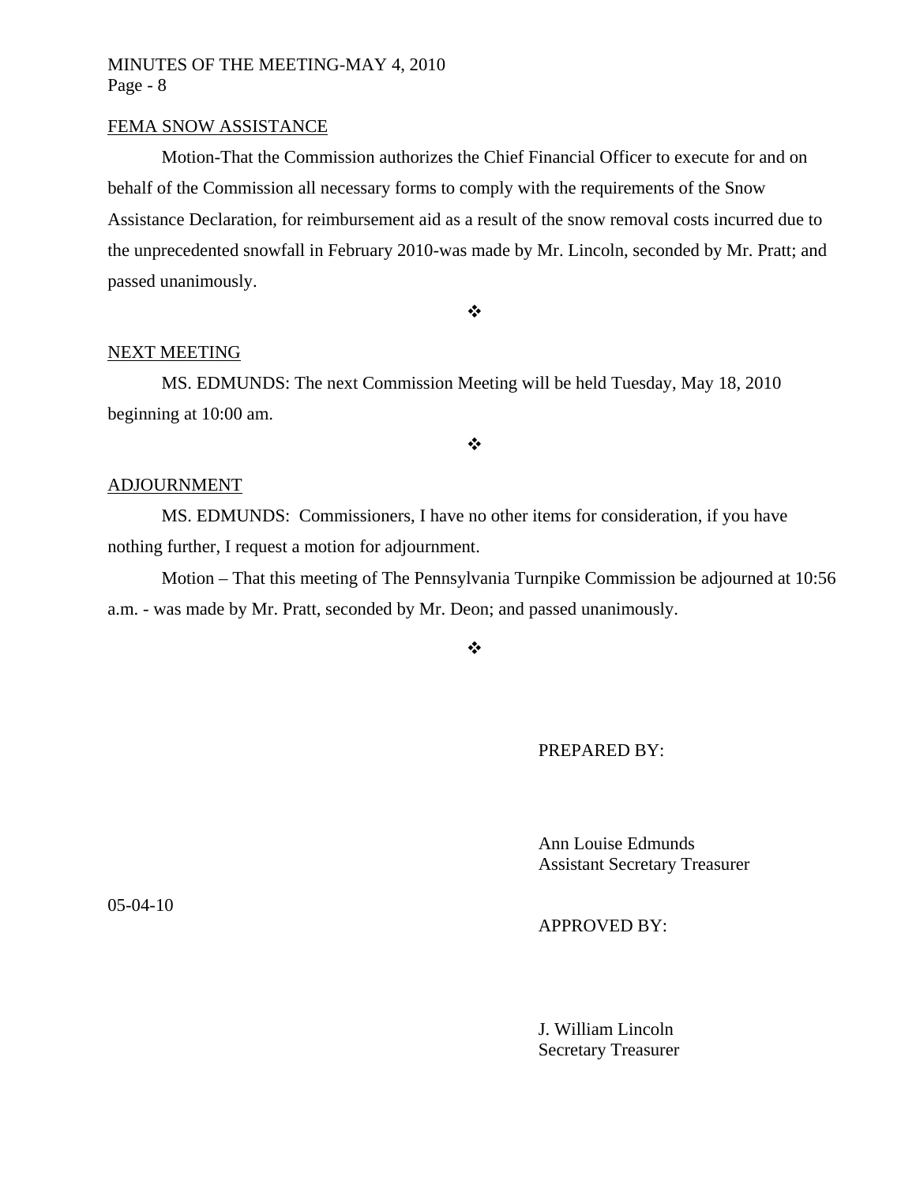FEMA SNOW ASSISTANCE

Motion-That the Commission authorizes the Chief Financial Officer to execute for and on behalf of the Commission all necessary forms to comply with the requirements of the Snow Assistance Declaration, for reimbursement aid as a result of the snow removal costs incurred due to the unprecedented snowfall in February 2010-was made by Mr. Lincoln, seconded by Mr. Pratt; and passed unanimously.

❖

NEXT MEETING

MS. EDMUNDS: The next Commission Meeting will be held Tuesday, May 18, 2010 beginning at 10:00 am.

❖

ADJOURNMENT

MS. EDMUNDS: Commissioners, I have no other items for consideration, if you have nothing further, I request a motion for adjournment.

Motion – That this meeting of The Pennsylvania Turnpike Commission be adjourned at 10:56 a.m. - was made by Mr. Pratt, seconded by Mr. Deon; and passed unanimously.

❖

PREPARED BY:

Ann Louise Edmunds
Assistant Secretary Treasurer

05-04-10

APPROVED BY:

J. William Lincoln
Secretary Treasurer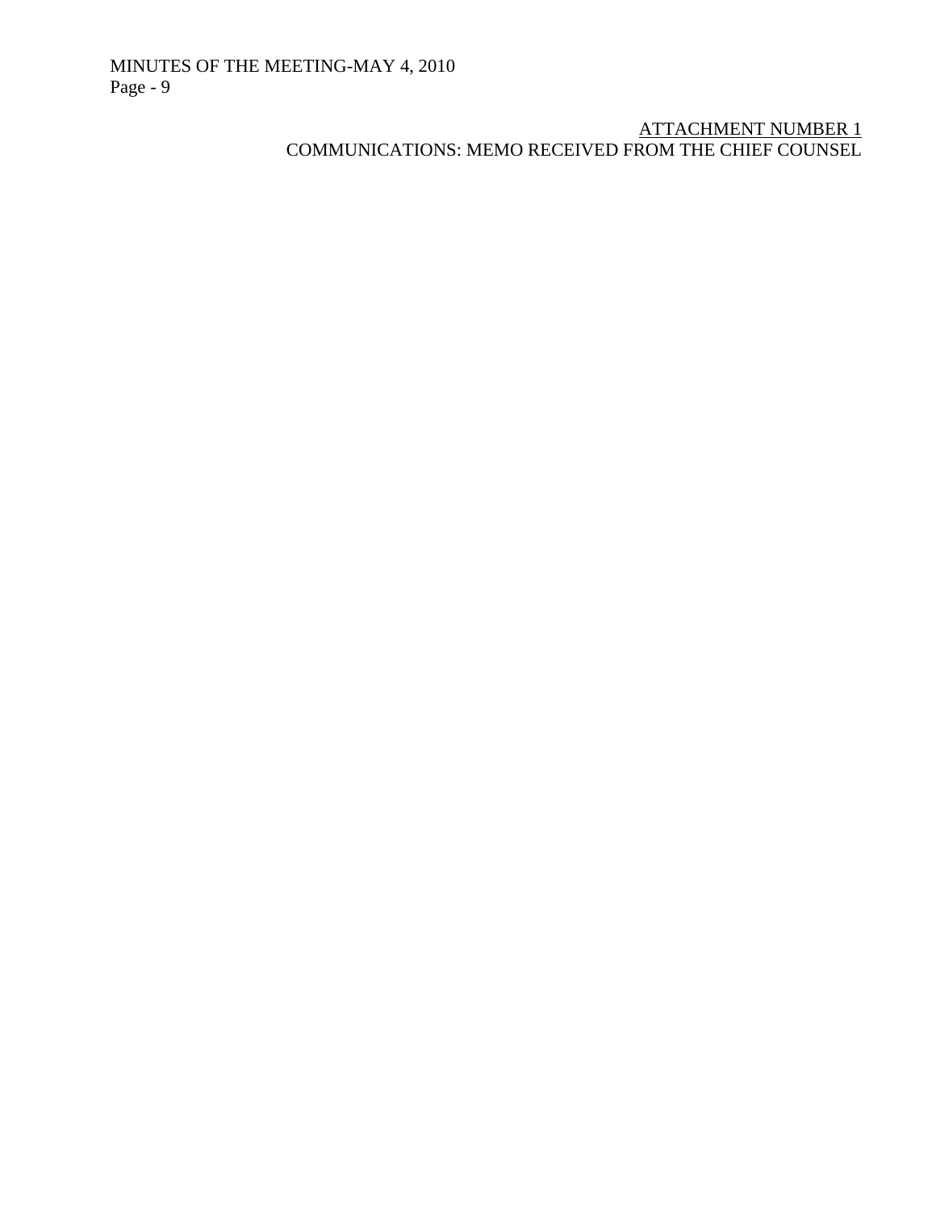ATTACHMENT NUMBER 1

COMMUNICATIONS: MEMO RECEIVED FROM THE CHIEF COUNSEL